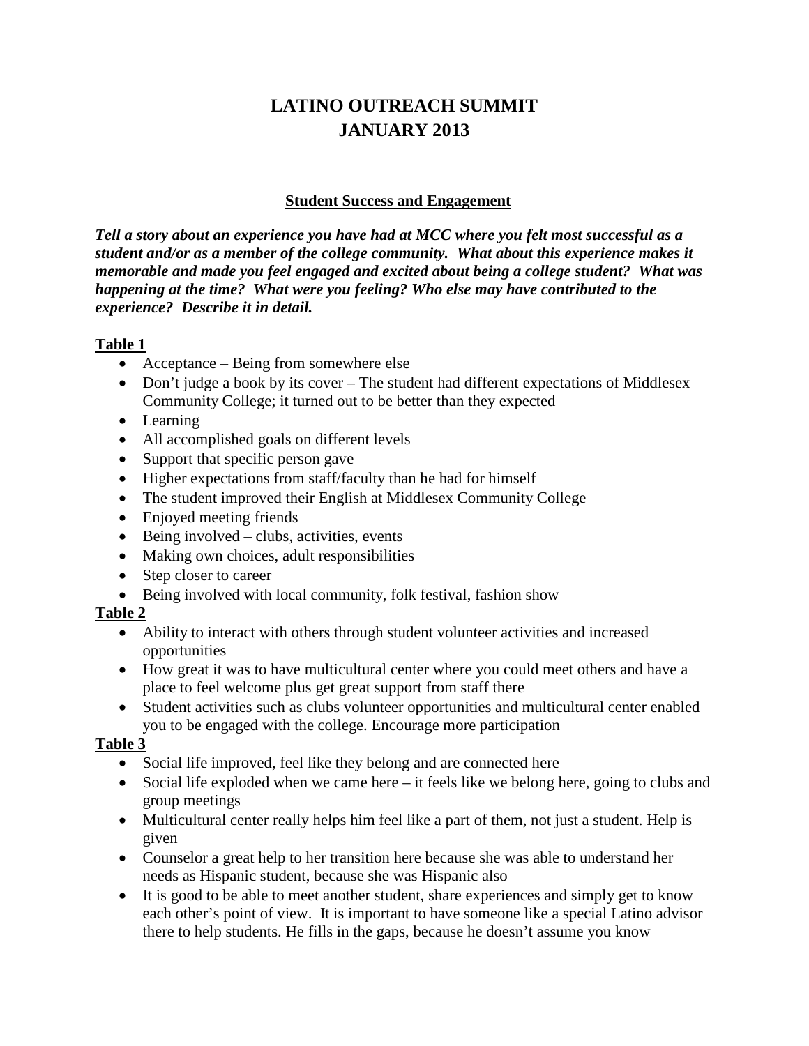# LATINO OUTREACH SUMMIT
# JANUARY 2013

## Student Success and Engagement

***Tell a story about an experience you have had at MCC where you felt most successful as a student and/or as a member of the college community. What about this experience makes it memorable and made you feel engaged and excited about being a college student? What was happening at the time? What were you feeling? Who else may have contributed to the experience? Describe it in detail.***

**Table 1**

- Acceptance – Being from somewhere else
- Don't judge a book by its cover – The student had different expectations of Middlesex Community College; it turned out to be better than they expected
- Learning
- All accomplished goals on different levels
- Support that specific person gave
- Higher expectations from staff/faculty than he had for himself
- The student improved their English at Middlesex Community College
- Enjoyed meeting friends
- Being involved – clubs, activities, events
- Making own choices, adult responsibilities
- Step closer to career
- Being involved with local community, folk festival, fashion show

**Table 2**

- Ability to interact with others through student volunteer activities and increased opportunities
- How great it was to have multicultural center where you could meet others and have a place to feel welcome plus get great support from staff there
- Student activities such as clubs volunteer opportunities and multicultural center enabled you to be engaged with the college. Encourage more participation

**Table 3**

- Social life improved, feel like they belong and are connected here
- Social life exploded when we came here – it feels like we belong here, going to clubs and group meetings
- Multicultural center really helps him feel like a part of them, not just a student. Help is given
- Counselor a great help to her transition here because she was able to understand her needs as Hispanic student, because she was Hispanic also
- It is good to be able to meet another student, share experiences and simply get to know each other's point of view. It is important to have someone like a special Latino advisor there to help students. He fills in the gaps, because he doesn't assume you know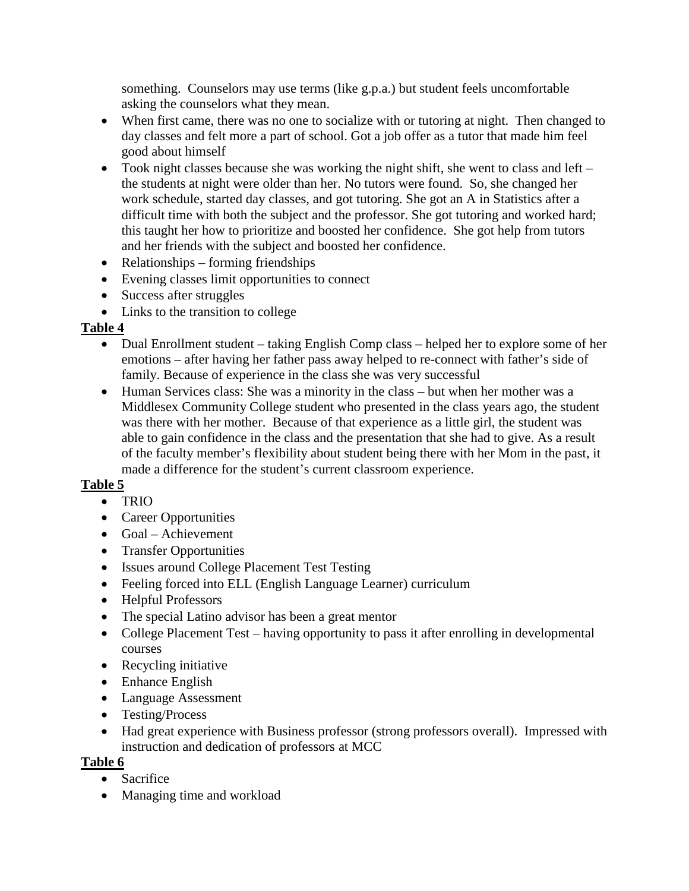something. Counselors may use terms (like g.p.a.) but student feels uncomfortable asking the counselors what they mean.

- When first came, there was no one to socialize with or tutoring at night. Then changed to day classes and felt more a part of school. Got a job offer as a tutor that made him feel good about himself
- Took night classes because she was working the night shift, she went to class and left – the students at night were older than her. No tutors were found. So, she changed her work schedule, started day classes, and got tutoring. She got an A in Statistics after a difficult time with both the subject and the professor. She got tutoring and worked hard; this taught her how to prioritize and boosted her confidence. She got help from tutors and her friends with the subject and boosted her confidence.
- Relationships – forming friendships
- Evening classes limit opportunities to connect
- Success after struggles
- Links to the transition to college

**Table 4**

- Dual Enrollment student – taking English Comp class – helped her to explore some of her emotions – after having her father pass away helped to re-connect with father's side of family. Because of experience in the class she was very successful
- Human Services class: She was a minority in the class – but when her mother was a Middlesex Community College student who presented in the class years ago, the student was there with her mother. Because of that experience as a little girl, the student was able to gain confidence in the class and the presentation that she had to give. As a result of the faculty member's flexibility about student being there with her Mom in the past, it made a difference for the student's current classroom experience.

**Table 5**

- TRIO
- Career Opportunities
- Goal – Achievement
- Transfer Opportunities
- Issues around College Placement Test Testing
- Feeling forced into ELL (English Language Learner) curriculum
- Helpful Professors
- The special Latino advisor has been a great mentor
- College Placement Test – having opportunity to pass it after enrolling in developmental courses
- Recycling initiative
- Enhance English
- Language Assessment
- Testing/Process
- Had great experience with Business professor (strong professors overall). Impressed with instruction and dedication of professors at MCC

**Table 6**

- Sacrifice
- Managing time and workload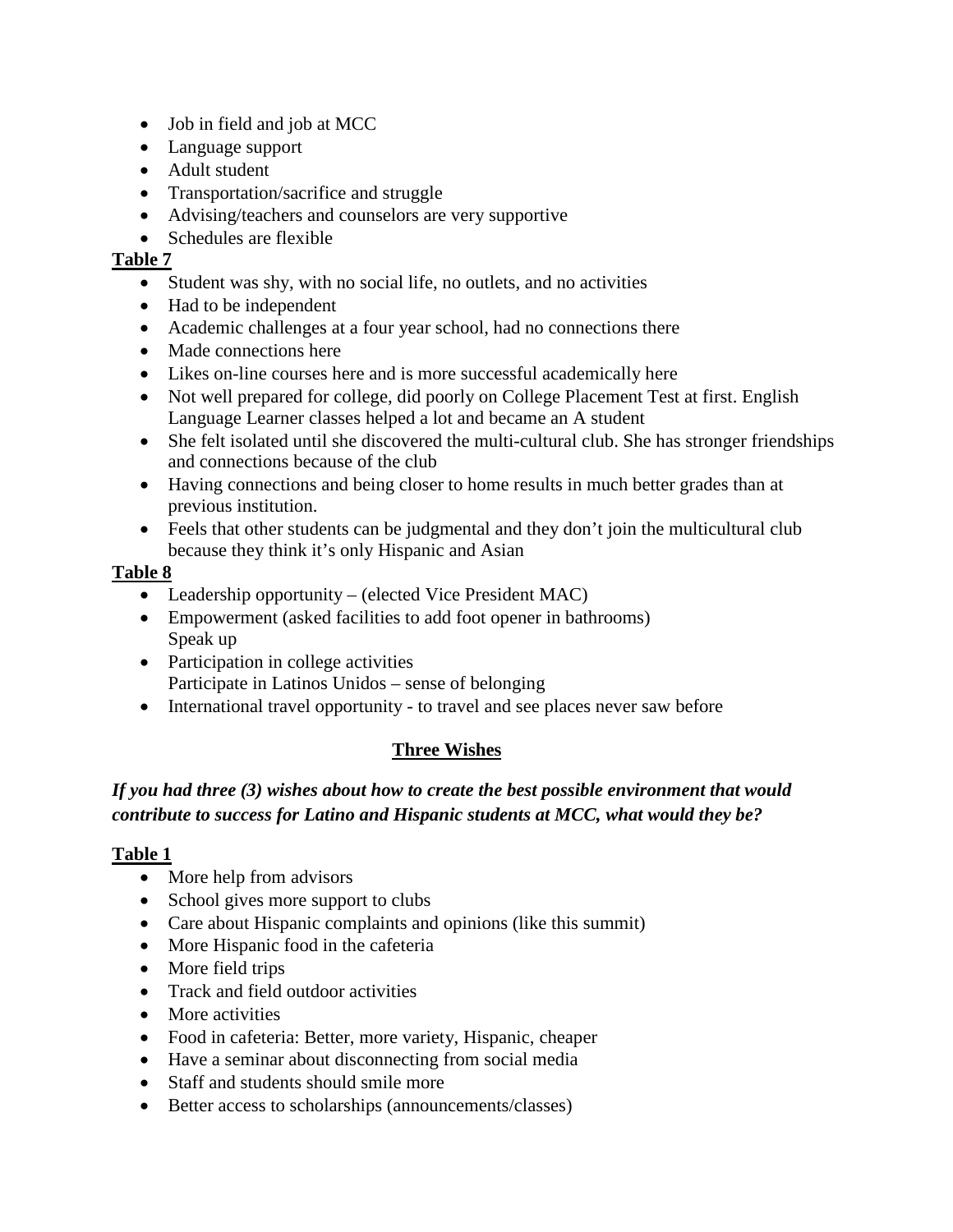- Job in field and job at MCC
- Language support
- Adult student
- Transportation/sacrifice and struggle
- Advising/teachers and counselors are very supportive
- Schedules are flexible

**Table 7**

- Student was shy, with no social life, no outlets, and no activities
- Had to be independent
- Academic challenges at a four year school, had no connections there
- Made connections here
- Likes on-line courses here and is more successful academically here
- Not well prepared for college, did poorly on College Placement Test at first. English Language Learner classes helped a lot and became an A student
- She felt isolated until she discovered the multi-cultural club. She has stronger friendships and connections because of the club
- Having connections and being closer to home results in much better grades than at previous institution.
- Feels that other students can be judgmental and they don't join the multicultural club because they think it's only Hispanic and Asian

**Table 8**

- Leadership opportunity – (elected Vice President MAC)
- Empowerment (asked facilities to add foot opener in bathrooms)
  Speak up
- Participation in college activities
  Participate in Latinos Unidos – sense of belonging
- International travel opportunity - to travel and see places never saw before

## Three Wishes

***If you had three (3) wishes about how to create the best possible environment that would contribute to success for Latino and Hispanic students at MCC, what would they be?***

**Table 1**

- More help from advisors
- School gives more support to clubs
- Care about Hispanic complaints and opinions (like this summit)
- More Hispanic food in the cafeteria
- More field trips
- Track and field outdoor activities
- More activities
- Food in cafeteria: Better, more variety, Hispanic, cheaper
- Have a seminar about disconnecting from social media
- Staff and students should smile more
- Better access to scholarships (announcements/classes)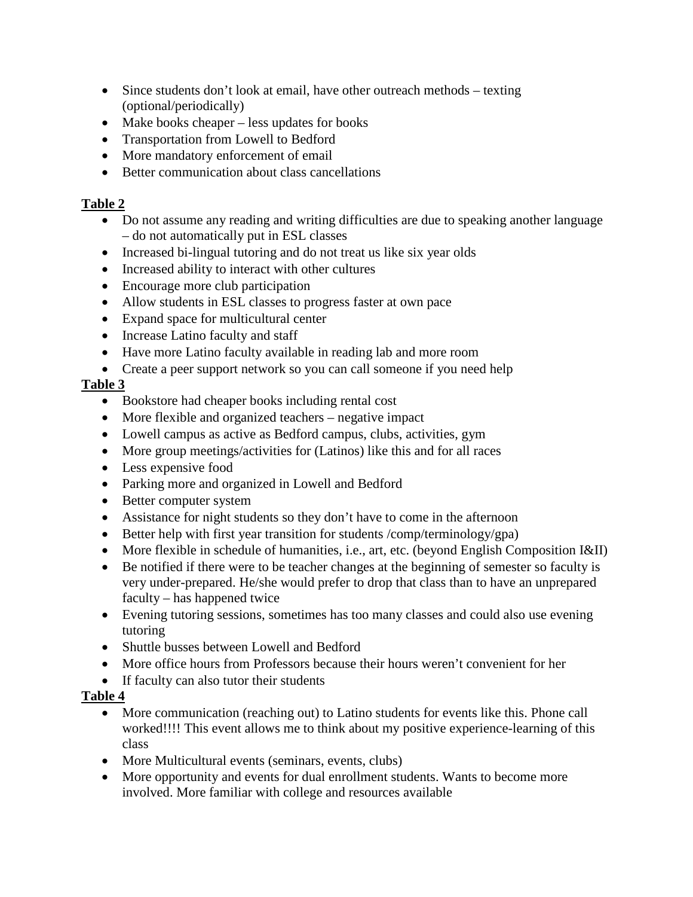- Since students don't look at email, have other outreach methods – texting (optional/periodically)
- Make books cheaper – less updates for books
- Transportation from Lowell to Bedford
- More mandatory enforcement of email
- Better communication about class cancellations

**Table 2**

- Do not assume any reading and writing difficulties are due to speaking another language – do not automatically put in ESL classes
- Increased bi-lingual tutoring and do not treat us like six year olds
- Increased ability to interact with other cultures
- Encourage more club participation
- Allow students in ESL classes to progress faster at own pace
- Expand space for multicultural center
- Increase Latino faculty and staff
- Have more Latino faculty available in reading lab and more room
- Create a peer support network so you can call someone if you need help

**Table 3**

- Bookstore had cheaper books including rental cost
- More flexible and organized teachers – negative impact
- Lowell campus as active as Bedford campus, clubs, activities, gym
- More group meetings/activities for (Latinos) like this and for all races
- Less expensive food
- Parking more and organized in Lowell and Bedford
- Better computer system
- Assistance for night students so they don't have to come in the afternoon
- Better help with first year transition for students /comp/terminology/gpa)
- More flexible in schedule of humanities, i.e., art, etc. (beyond English Composition I&II)
- Be notified if there were to be teacher changes at the beginning of semester so faculty is very under-prepared. He/she would prefer to drop that class than to have an unprepared faculty – has happened twice
- Evening tutoring sessions, sometimes has too many classes and could also use evening tutoring
- Shuttle busses between Lowell and Bedford
- More office hours from Professors because their hours weren't convenient for her
- If faculty can also tutor their students

**Table 4**

- More communication (reaching out) to Latino students for events like this. Phone call worked!!!! This event allows me to think about my positive experience-learning of this class
- More Multicultural events (seminars, events, clubs)
- More opportunity and events for dual enrollment students. Wants to become more involved. More familiar with college and resources available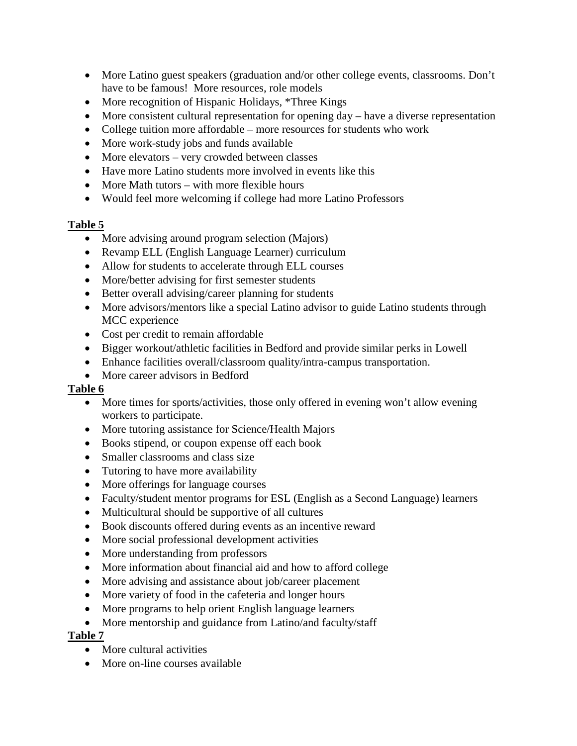- More Latino guest speakers (graduation and/or other college events, classrooms. Don't have to be famous! More resources, role models
- More recognition of Hispanic Holidays, *Three Kings
- More consistent cultural representation for opening day – have a diverse representation
- College tuition more affordable – more resources for students who work
- More work-study jobs and funds available
- More elevators – very crowded between classes
- Have more Latino students more involved in events like this
- More Math tutors – with more flexible hours
- Would feel more welcoming if college had more Latino Professors

**Table 5**

- More advising around program selection (Majors)
- Revamp ELL (English Language Learner) curriculum
- Allow for students to accelerate through ELL courses
- More/better advising for first semester students
- Better overall advising/career planning for students
- More advisors/mentors like a special Latino advisor to guide Latino students through MCC experience
- Cost per credit to remain affordable
- Bigger workout/athletic facilities in Bedford and provide similar perks in Lowell
- Enhance facilities overall/classroom quality/intra-campus transportation.
- More career advisors in Bedford

**Table 6**

- More times for sports/activities, those only offered in evening won't allow evening workers to participate.
- More tutoring assistance for Science/Health Majors
- Books stipend, or coupon expense off each book
- Smaller classrooms and class size
- Tutoring to have more availability
- More offerings for language courses
- Faculty/student mentor programs for ESL (English as a Second Language) learners
- Multicultural should be supportive of all cultures
- Book discounts offered during events as an incentive reward
- More social professional development activities
- More understanding from professors
- More information about financial aid and how to afford college
- More advising and assistance about job/career placement
- More variety of food in the cafeteria and longer hours
- More programs to help orient English language learners
- More mentorship and guidance from Latino/and faculty/staff

**Table 7**

- More cultural activities
- More on-line courses available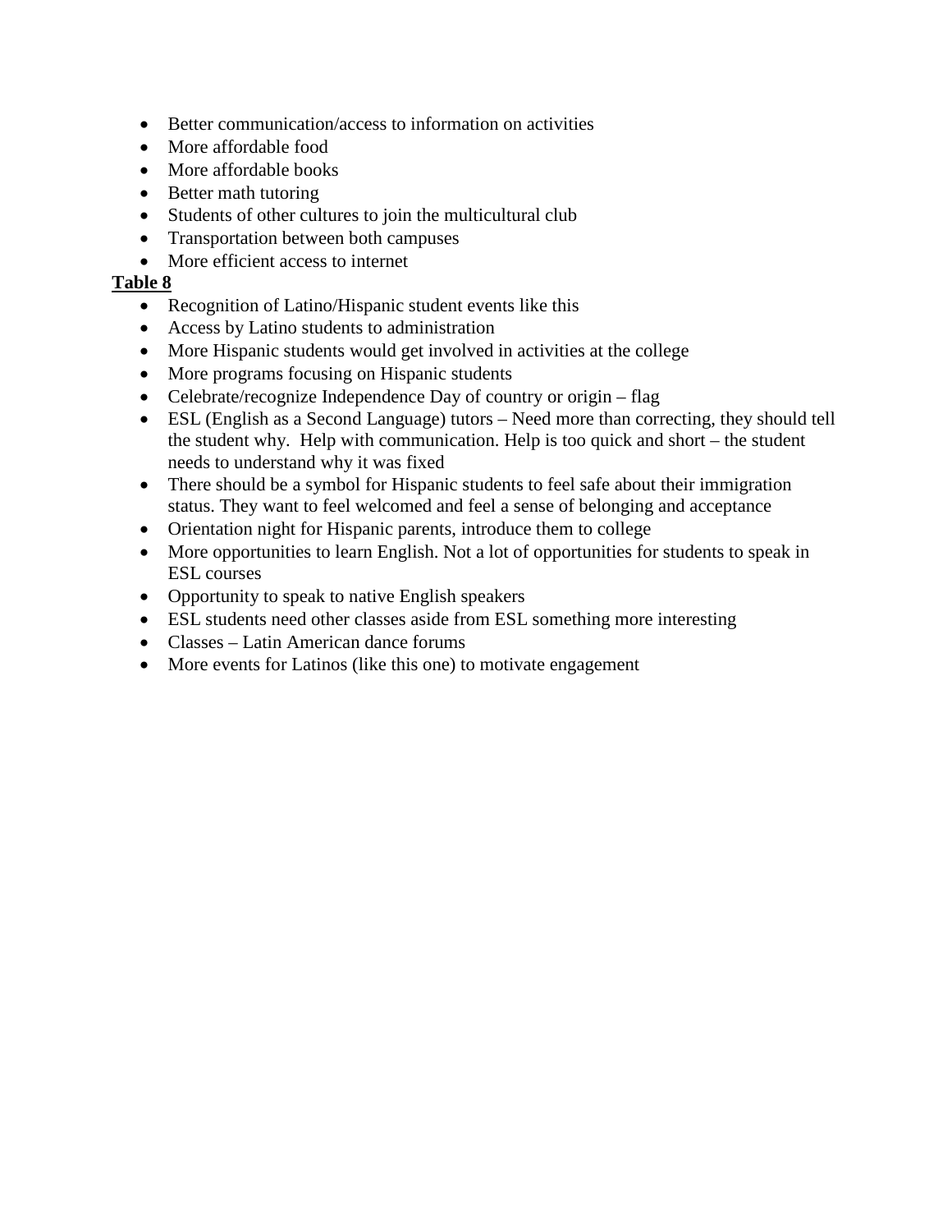- Better communication/access to information on activities
- More affordable food
- More affordable books
- Better math tutoring
- Students of other cultures to join the multicultural club
- Transportation between both campuses
- More efficient access to internet

**Table 8**

- Recognition of Latino/Hispanic student events like this
- Access by Latino students to administration
- More Hispanic students would get involved in activities at the college
- More programs focusing on Hispanic students
- Celebrate/recognize Independence Day of country or origin – flag
- ESL (English as a Second Language) tutors – Need more than correcting, they should tell the student why. Help with communication. Help is too quick and short – the student needs to understand why it was fixed
- There should be a symbol for Hispanic students to feel safe about their immigration status. They want to feel welcomed and feel a sense of belonging and acceptance
- Orientation night for Hispanic parents, introduce them to college
- More opportunities to learn English. Not a lot of opportunities for students to speak in ESL courses
- Opportunity to speak to native English speakers
- ESL students need other classes aside from ESL something more interesting
- Classes – Latin American dance forums
- More events for Latinos (like this one) to motivate engagement